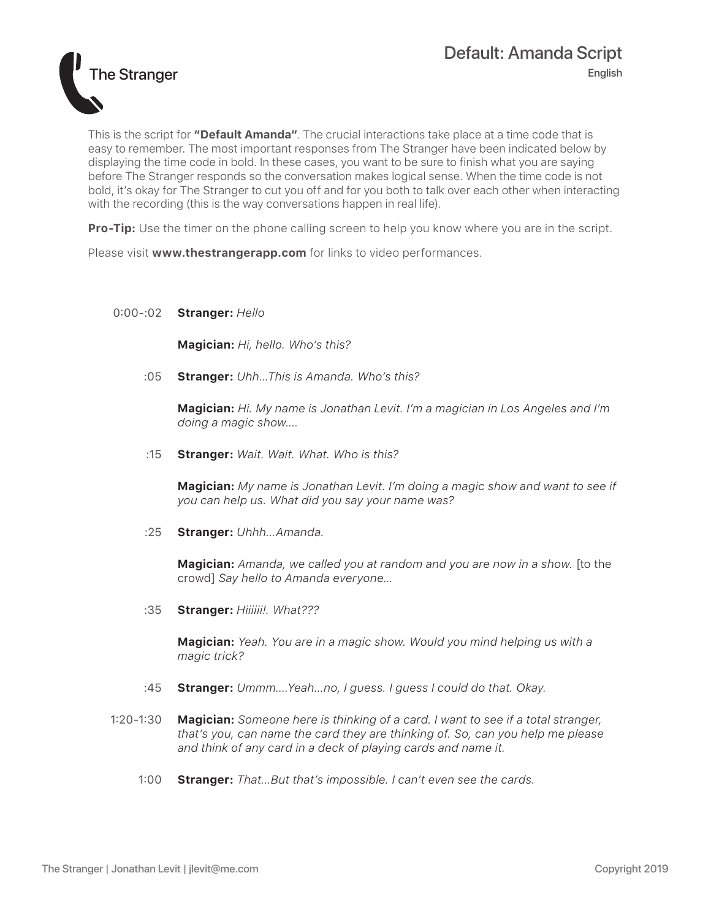# The Stranger

## Default: Amanda Script

English

This is the script for **"Default Amanda"**. The crucial interactions take place at a time code that is easy to remember. The most important responses from The Stranger have been indicated below by displaying the time code in bold. In these cases, you want to be sure to finish what you are saying before The Stranger responds so the conversation makes logical sense. When the time code is not bold, it's okay for The Stranger to cut you off and for you both to talk over each other when interacting with the recording (this is the way conversations happen in real life).

**Pro-Tip:** Use the timer on the phone calling screen to help you know where you are in the script.

Please visit **www.thestrangerapp.com** for links to video performances.

0:00-:02 **Stranger:** *Hello*

**Magician:** *Hi, hello. Who's this?*

:05 **Stranger:** *Uhh...This is Amanda. Who's this?*

**Magician:** *Hi. My name is Jonathan Levit. I'm a magician in Los Angeles and I'm doing a magic show....*

:15 **Stranger:** *Wait. Wait. What. Who is this?*

**Magician:** *My name is Jonathan Levit. I'm doing a magic show and want to see if you can help us. What did you say your name was?*

:25 **Stranger:** *Uhhh...Amanda.*

**Magician:** *Amanda, we called you at random and you are now in a show.* [to the crowd] *Say hello to Amanda everyone...*

:35 **Stranger:** *Hiiiiii!. What???*

**Magician:** *Yeah. You are in a magic show. Would you mind helping us with a magic trick?*

:45 **Stranger:** *Ummm....Yeah...no, I guess. I guess I could do that. Okay.*

1:20-1:30 **Magician:** *Someone here is thinking of a card. I want to see if a total stranger, that's you, can name the card they are thinking of. So, can you help me please and think of any card in a deck of playing cards and name it.*

1:00 **Stranger:** *That...But that's impossible. I can't even see the cards.*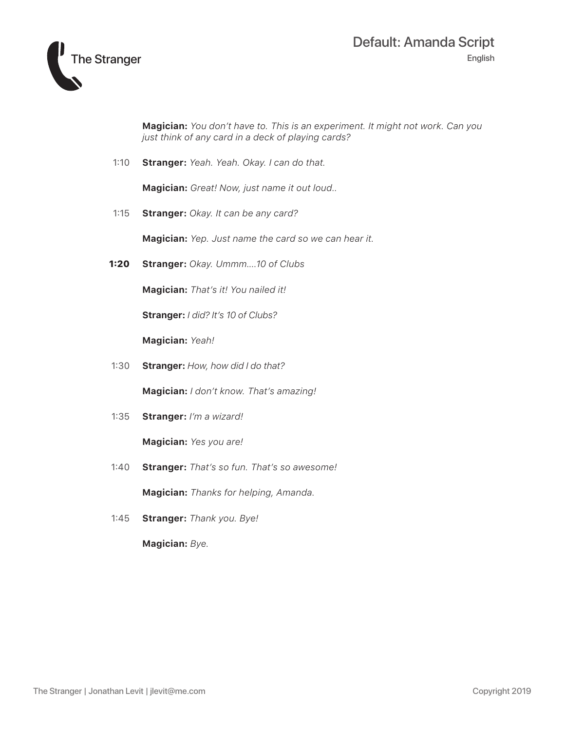**Magician:** *You don't have to. This is an experiment. It might not work. Can you just think of any card in a deck of playing cards?*

1:10 **Stranger:** *Yeah. Yeah. Okay. I can do that.*

**Magician:** *Great! Now, just name it out loud..*

1:15 **Stranger:** *Okay. It can be any card?*

**Magician:** *Yep. Just name the card so we can hear it.*

**1:20** **Stranger:** *Okay. Ummm....10 of Clubs*

**Magician:** *That's it! You nailed it!*

**Stranger:** *I did? It's 10 of Clubs?*

**Magician:** *Yeah!*

1:30 **Stranger:** *How, how did I do that?*

**Magician:** *I don't know. That's amazing!*

1:35 **Stranger:** *I'm a wizard!*

**Magician:** *Yes you are!*

1:40 **Stranger:** *That's so fun. That's so awesome!*

**Magician:** *Thanks for helping, Amanda.*

1:45 **Stranger:** *Thank you. Bye!*

**Magician:** *Bye.*